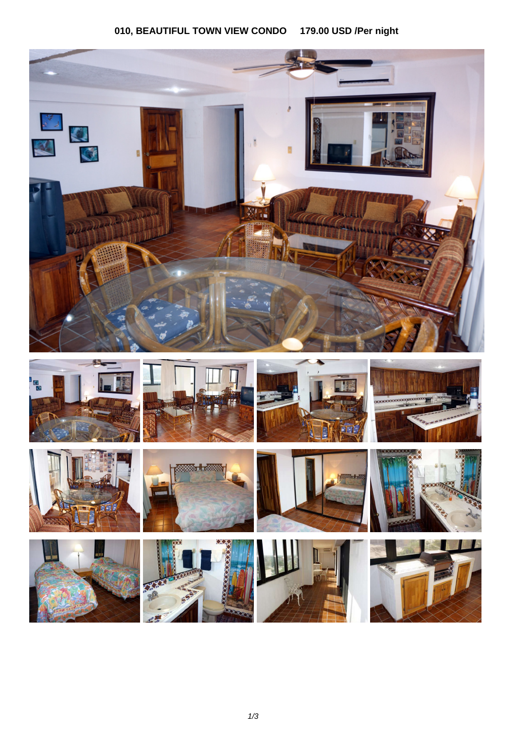**010, BEAUTIFUL TOWN VIEW CONDO 179.00 USD /Per night**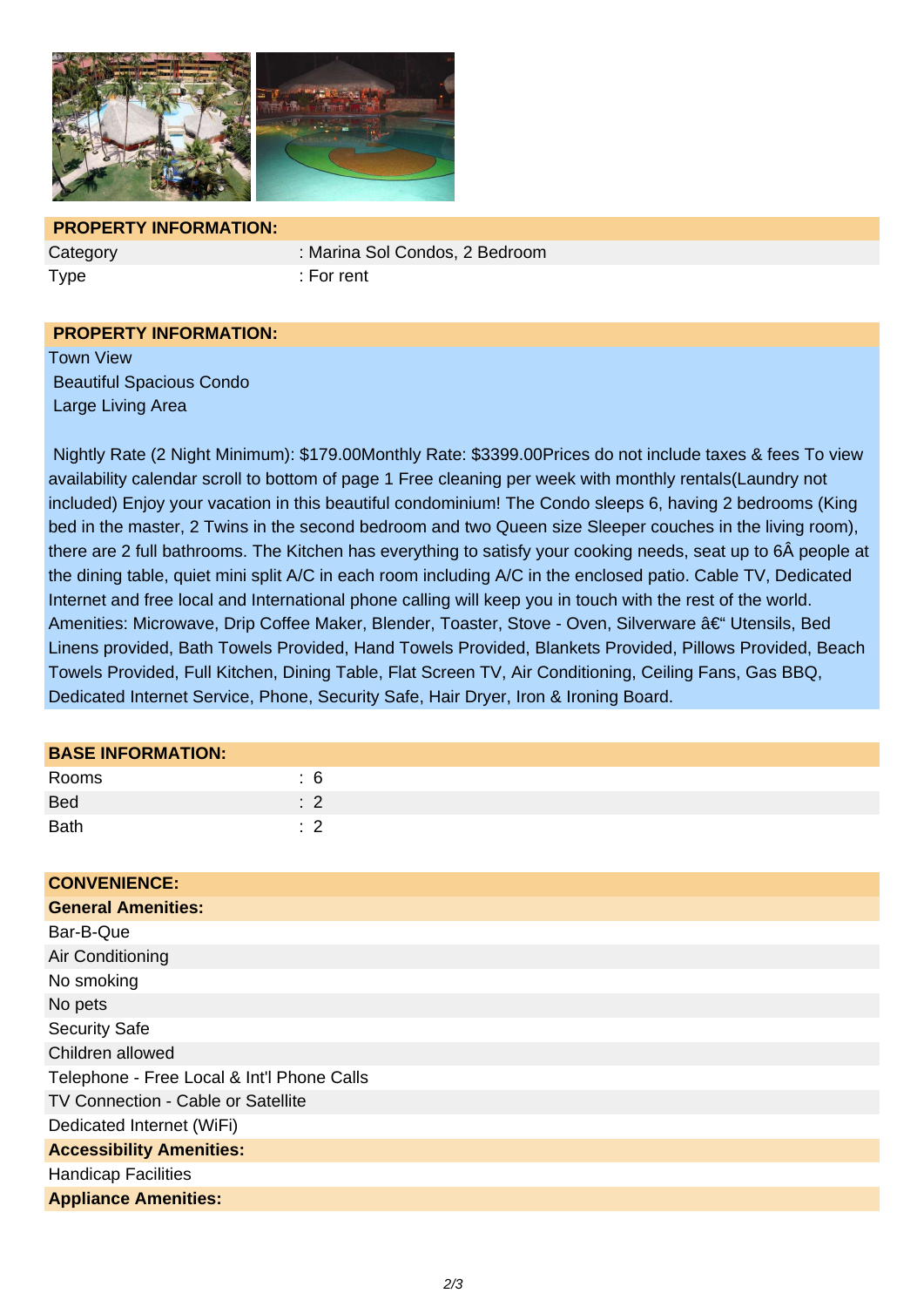## PROPERTY INFORMATION:

| Category | : Marina Sol Condos, 2 Bedroom |
|---|---|
| Type | : For rent |

## PROPERTY INFORMATION:

Town View
Beautiful Spacious Condo
Large Living Area

Nightly Rate (2 Night Minimum): $179.00Monthly Rate: $3399.00Prices do not include taxes & fees To view availability calendar scroll to bottom of page 1 Free cleaning per week with monthly rentals(Laundry not included) Enjoy your vacation in this beautiful condominium! The Condo sleeps 6, having 2 bedrooms (King bed in the master, 2 Twins in the second bedroom and two Queen size Sleeper couches in the living room), there are 2 full bathrooms. The Kitchen has everything to satisfy your cooking needs, seat up to 6Â people at the dining table, quiet mini split A/C in each room including A/C in the enclosed patio. Cable TV, Dedicated Internet and free local and International phone calling will keep you in touch with the rest of the world. Amenities: Microwave, Drip Coffee Maker, Blender, Toaster, Stove - Oven, Silverware â€“ Utensils, Bed Linens provided, Bath Towels Provided, Hand Towels Provided, Blankets Provided, Pillows Provided, Beach Towels Provided, Full Kitchen, Dining Table, Flat Screen TV, Air Conditioning, Ceiling Fans, Gas BBQ, Dedicated Internet Service, Phone, Security Safe, Hair Dryer, Iron & Ironing Board.

## BASE INFORMATION:

| Rooms | : 6 |
|---|---|
| Bed | : 2 |
| Bath | : 2 |

## CONVENIENCE:

**General Amenities:**

- Bar-B-Que
- Air Conditioning
- No smoking
- No pets
- Security Safe
- Children allowed
- Telephone - Free Local & Int'l Phone Calls
- TV Connection - Cable or Satellite
- Dedicated Internet (WiFi)

**Accessibility Amenities:**

- Handicap Facilities

**Appliance Amenities:**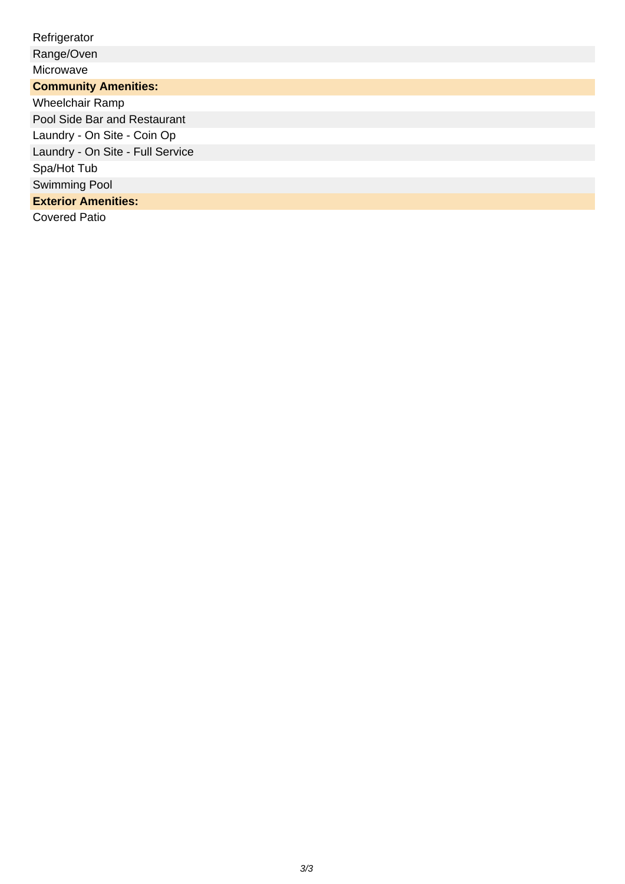| |
|---|
| Refrigerator |
| Range/Oven |
| Microwave |
| **Community Amenities:** |
| Wheelchair Ramp |
| Pool Side Bar and Restaurant |
| Laundry - On Site - Coin Op |
| Laundry - On Site - Full Service |
| Spa/Hot Tub |
| Swimming Pool |
| **Exterior Amenities:** |
| Covered Patio |